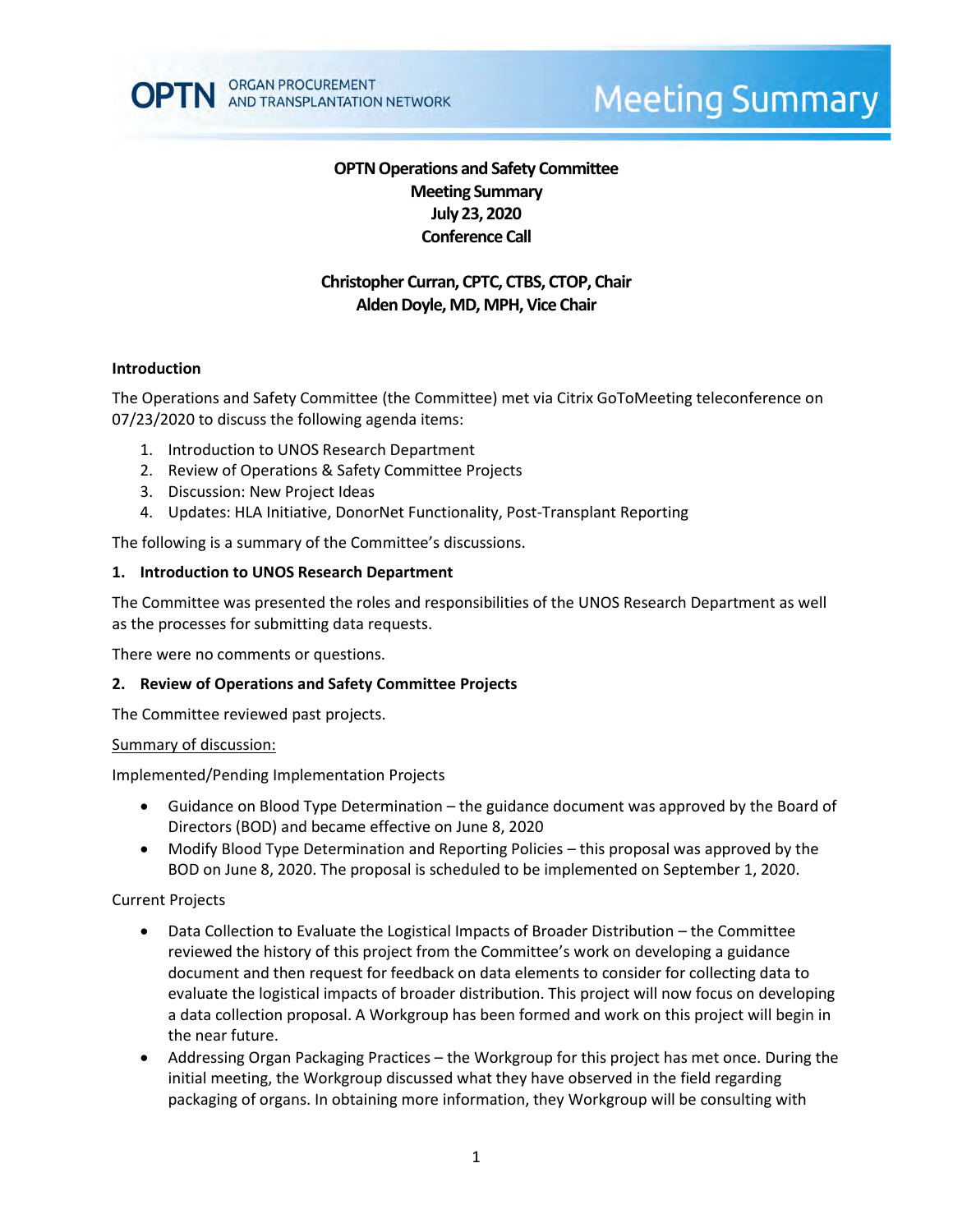OPTN ORGAN PROCUREMENT AND TRANSPLANTATION NETWORK

Meeting Summary

**OPTN Operations and Safety Committee**
**Meeting Summary**
**July 23, 2020**
**Conference Call**

**Christopher Curran, CPTC, CTBS, CTOP, Chair**
**Alden Doyle, MD, MPH, Vice Chair**

### Introduction

The Operations and Safety Committee (the Committee) met via Citrix GoToMeeting teleconference on 07/23/2020 to discuss the following agenda items:

1. Introduction to UNOS Research Department
2. Review of Operations & Safety Committee Projects
3. Discussion: New Project Ideas
4. Updates: HLA Initiative, DonorNet Functionality, Post-Transplant Reporting

The following is a summary of the Committee's discussions.

### 1. Introduction to UNOS Research Department

The Committee was presented the roles and responsibilities of the UNOS Research Department as well as the processes for submitting data requests.

There were no comments or questions.

### 2. Review of Operations and Safety Committee Projects

The Committee reviewed past projects.

Summary of discussion:

Implemented/Pending Implementation Projects

- Guidance on Blood Type Determination – the guidance document was approved by the Board of Directors (BOD) and became effective on June 8, 2020
- Modify Blood Type Determination and Reporting Policies – this proposal was approved by the BOD on June 8, 2020. The proposal is scheduled to be implemented on September 1, 2020.

Current Projects

- Data Collection to Evaluate the Logistical Impacts of Broader Distribution – the Committee reviewed the history of this project from the Committee's work on developing a guidance document and then request for feedback on data elements to consider for collecting data to evaluate the logistical impacts of broader distribution. This project will now focus on developing a data collection proposal. A Workgroup has been formed and work on this project will begin in the near future.
- Addressing Organ Packaging Practices – the Workgroup for this project has met once. During the initial meeting, the Workgroup discussed what they have observed in the field regarding packaging of organs. In obtaining more information, they Workgroup will be consulting with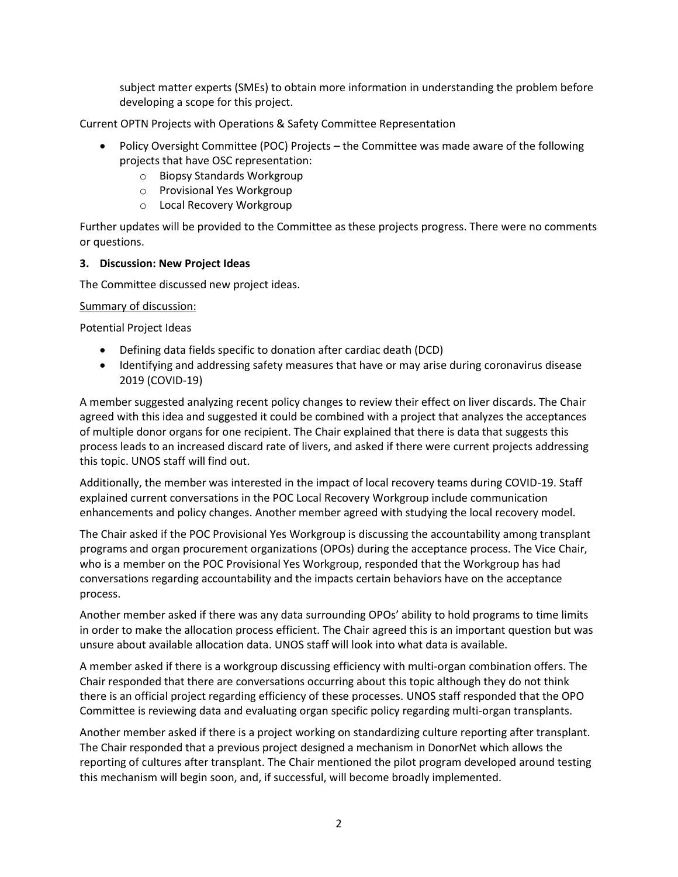subject matter experts (SMEs) to obtain more information in understanding the problem before developing a scope for this project.

Current OPTN Projects with Operations & Safety Committee Representation

- Policy Oversight Committee (POC) Projects – the Committee was made aware of the following projects that have OSC representation:
  - Biopsy Standards Workgroup
  - Provisional Yes Workgroup
  - Local Recovery Workgroup

Further updates will be provided to the Committee as these projects progress. There were no comments or questions.

**3. Discussion: New Project Ideas**

The Committee discussed new project ideas.

Summary of discussion:

Potential Project Ideas

- Defining data fields specific to donation after cardiac death (DCD)
- Identifying and addressing safety measures that have or may arise during coronavirus disease 2019 (COVID-19)

A member suggested analyzing recent policy changes to review their effect on liver discards. The Chair agreed with this idea and suggested it could be combined with a project that analyzes the acceptances of multiple donor organs for one recipient. The Chair explained that there is data that suggests this process leads to an increased discard rate of livers, and asked if there were current projects addressing this topic. UNOS staff will find out.

Additionally, the member was interested in the impact of local recovery teams during COVID-19. Staff explained current conversations in the POC Local Recovery Workgroup include communication enhancements and policy changes. Another member agreed with studying the local recovery model.

The Chair asked if the POC Provisional Yes Workgroup is discussing the accountability among transplant programs and organ procurement organizations (OPOs) during the acceptance process. The Vice Chair, who is a member on the POC Provisional Yes Workgroup, responded that the Workgroup has had conversations regarding accountability and the impacts certain behaviors have on the acceptance process.

Another member asked if there was any data surrounding OPOs' ability to hold programs to time limits in order to make the allocation process efficient. The Chair agreed this is an important question but was unsure about available allocation data. UNOS staff will look into what data is available.

A member asked if there is a workgroup discussing efficiency with multi-organ combination offers. The Chair responded that there are conversations occurring about this topic although they do not think there is an official project regarding efficiency of these processes. UNOS staff responded that the OPO Committee is reviewing data and evaluating organ specific policy regarding multi-organ transplants.

Another member asked if there is a project working on standardizing culture reporting after transplant. The Chair responded that a previous project designed a mechanism in DonorNet which allows the reporting of cultures after transplant. The Chair mentioned the pilot program developed around testing this mechanism will begin soon, and, if successful, will become broadly implemented.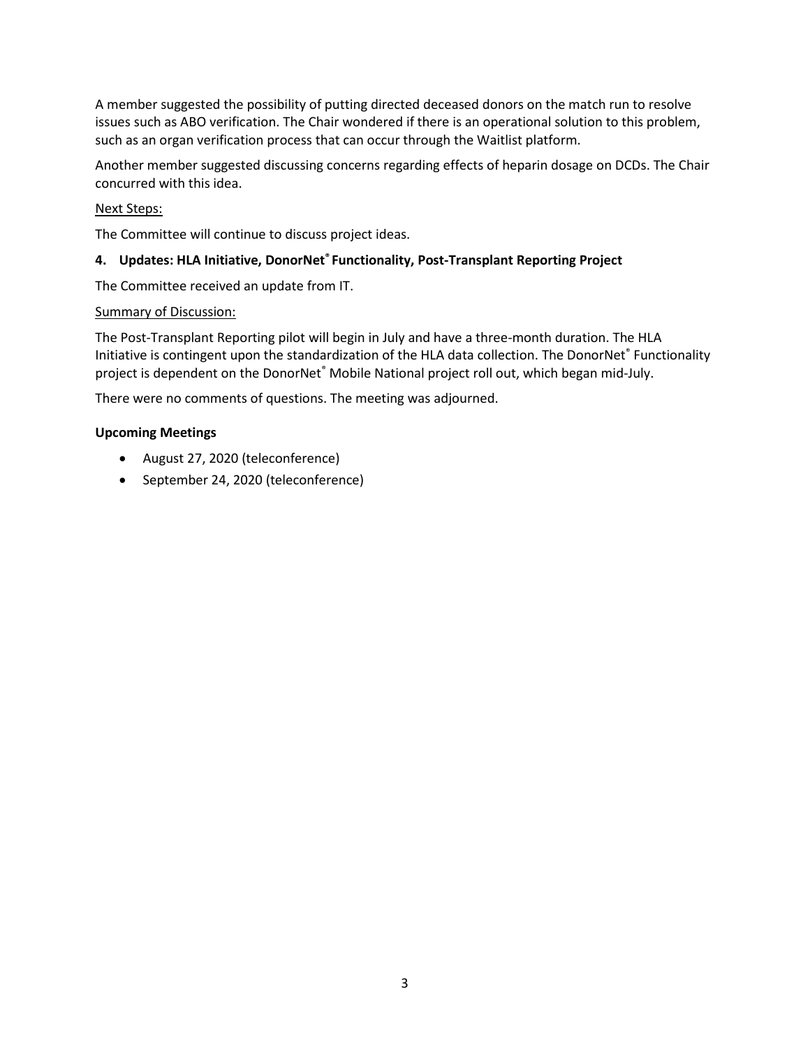A member suggested the possibility of putting directed deceased donors on the match run to resolve issues such as ABO verification. The Chair wondered if there is an operational solution to this problem, such as an organ verification process that can occur through the Waitlist platform.

Another member suggested discussing concerns regarding effects of heparin dosage on DCDs. The Chair concurred with this idea.

Next Steps:

The Committee will continue to discuss project ideas.

**4. Updates: HLA Initiative, DonorNet® Functionality, Post-Transplant Reporting Project**

The Committee received an update from IT.

Summary of Discussion:

The Post-Transplant Reporting pilot will begin in July and have a three-month duration. The HLA Initiative is contingent upon the standardization of the HLA data collection. The DonorNet® Functionality project is dependent on the DonorNet® Mobile National project roll out, which began mid-July.

There were no comments of questions. The meeting was adjourned.

**Upcoming Meetings**

- August 27, 2020 (teleconference)
- September 24, 2020 (teleconference)